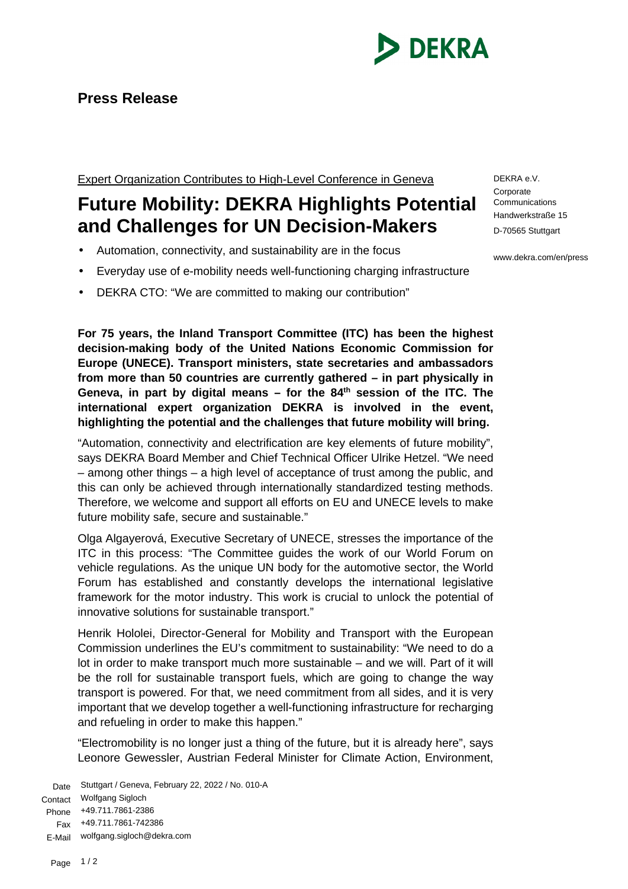DEKRA

**Press Release**

Expert Organization Contributes to High-Level Conference in Geneva

# Future Mobility: DEKRA Highlights Potential and Challenges for UN Decision-Makers

DEKRA e.V.
Corporate Communications
Handwerkstraße 15
D-70565 Stuttgart

www.dekra.com/en/press

- Automation, connectivity, and sustainability are in the focus
- Everyday use of e-mobility needs well-functioning charging infrastructure
- DEKRA CTO: "We are committed to making our contribution"

**For 75 years, the Inland Transport Committee (ITC) has been the highest decision-making body of the United Nations Economic Commission for Europe (UNECE). Transport ministers, state secretaries and ambassadors from more than 50 countries are currently gathered – in part physically in Geneva, in part by digital means – for the 84th session of the ITC. The international expert organization DEKRA is involved in the event, highlighting the potential and the challenges that future mobility will bring.**

"Automation, connectivity and electrification are key elements of future mobility", says DEKRA Board Member and Chief Technical Officer Ulrike Hetzel. "We need – among other things – a high level of acceptance of trust among the public, and this can only be achieved through internationally standardized testing methods. Therefore, we welcome and support all efforts on EU and UNECE levels to make future mobility safe, secure and sustainable."

Olga Algayerová, Executive Secretary of UNECE, stresses the importance of the ITC in this process: "The Committee guides the work of our World Forum on vehicle regulations. As the unique UN body for the automotive sector, the World Forum has established and constantly develops the international legislative framework for the motor industry. This work is crucial to unlock the potential of innovative solutions for sustainable transport."

Henrik Hololei, Director-General for Mobility and Transport with the European Commission underlines the EU's commitment to sustainability: "We need to do a lot in order to make transport much more sustainable – and we will. Part of it will be the roll for sustainable transport fuels, which are going to change the way transport is powered. For that, we need commitment from all sides, and it is very important that we develop together a well-functioning infrastructure for recharging and refueling in order to make this happen."

"Electromobility is no longer just a thing of the future, but it is already here", says Leonore Gewessler, Austrian Federal Minister for Climate Action, Environment,

Date Stuttgart / Geneva, February 22, 2022 / No. 010-A
Contact Wolfgang Sigloch
Phone +49.711.7861-2386
Fax +49.711.7861-742386
E-Mail wolfgang.sigloch@dekra.com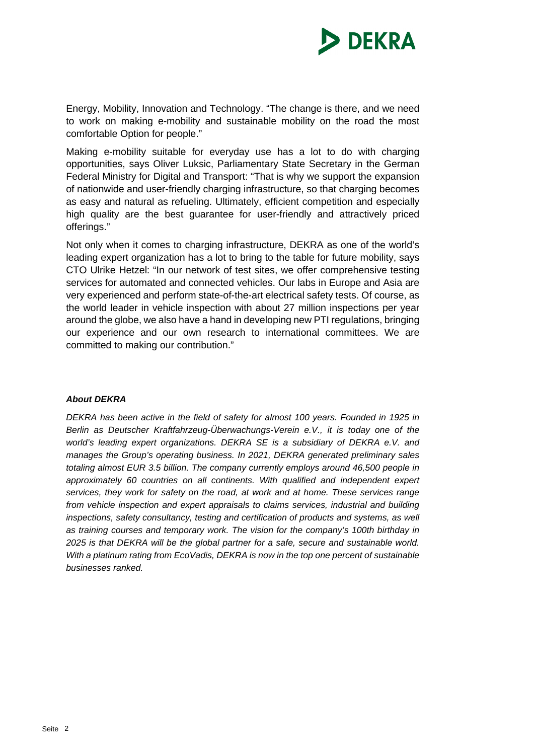Energy, Mobility, Innovation and Technology. “The change is there, and we need to work on making e-mobility and sustainable mobility on the road the most comfortable Option for people.”

Making e-mobility suitable for everyday use has a lot to do with charging opportunities, says Oliver Luksic, Parliamentary State Secretary in the German Federal Ministry for Digital and Transport: “That is why we support the expansion of nationwide and user-friendly charging infrastructure, so that charging becomes as easy and natural as refueling. Ultimately, efficient competition and especially high quality are the best guarantee for user-friendly and attractively priced offerings.”

Not only when it comes to charging infrastructure, DEKRA as one of the world’s leading expert organization has a lot to bring to the table for future mobility, says CTO Ulrike Hetzel: “In our network of test sites, we offer comprehensive testing services for automated and connected vehicles. Our labs in Europe and Asia are very experienced and perform state-of-the-art electrical safety tests. Of course, as the world leader in vehicle inspection with about 27 million inspections per year around the globe, we also have a hand in developing new PTI regulations, bringing our experience and our own research to international committees. We are committed to making our contribution.”

***About DEKRA***

*DEKRA has been active in the field of safety for almost 100 years. Founded in 1925 in Berlin as Deutscher Kraftfahrzeug-Überwachungs-Verein e.V., it is today one of the world’s leading expert organizations. DEKRA SE is a subsidiary of DEKRA e.V. and manages the Group’s operating business. In 2021, DEKRA generated preliminary sales totaling almost EUR 3.5 billion. The company currently employs around 46,500 people in approximately 60 countries on all continents. With qualified and independent expert services, they work for safety on the road, at work and at home. These services range from vehicle inspection and expert appraisals to claims services, industrial and building inspections, safety consultancy, testing and certification of products and systems, as well as training courses and temporary work. The vision for the company’s 100th birthday in 2025 is that DEKRA will be the global partner for a safe, secure and sustainable world. With a platinum rating from EcoVadis, DEKRA is now in the top one percent of sustainable businesses ranked.*